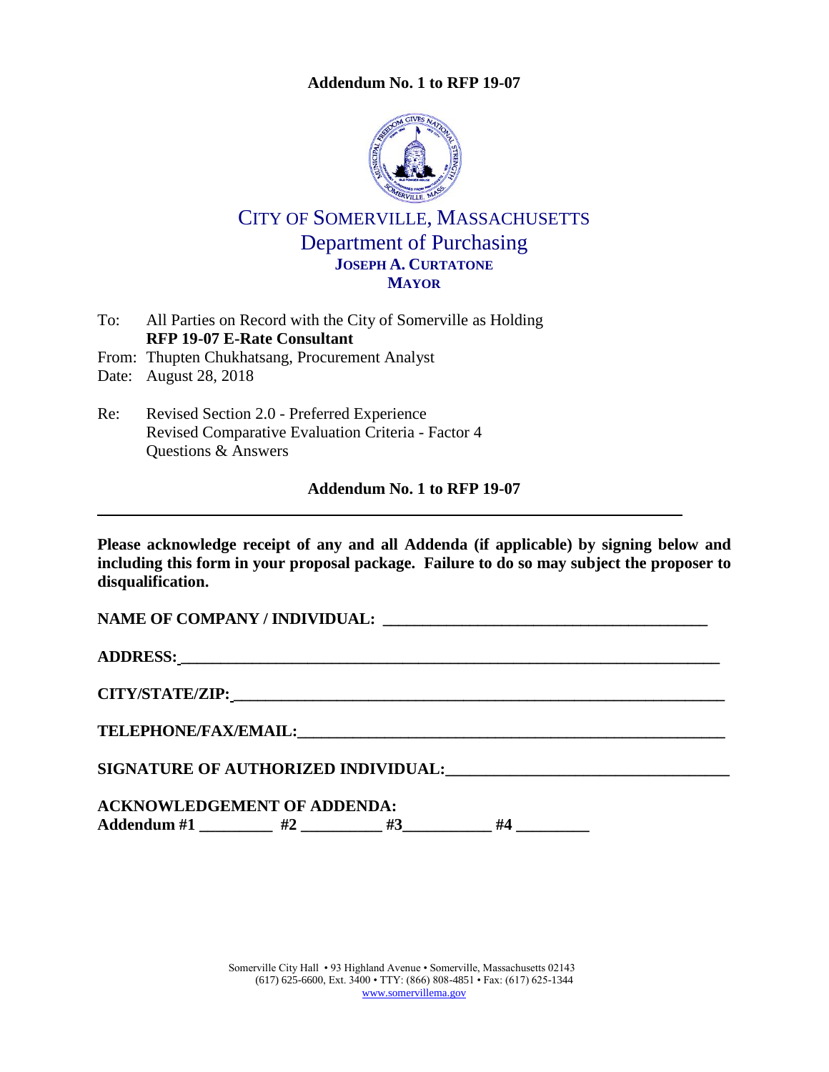**Addendum No. 1 to RFP 19-07**

CITY OF SOMERVILLE, MASSACHUSETTS
Department of Purchasing
**JOSEPH A. CURTATONE**
**MAYOR**

To: All Parties on Record with the City of Somerville as Holding
**RFP 19-07 E-Rate Consultant**
From: Thupten Chukhatsang, Procurement Analyst
Date: August 28, 2018

Re: Revised Section 2.0 - Preferred Experience
Revised Comparative Evaluation Criteria - Factor 4
Questions & Answers

**Addendum No. 1 to RFP 19-07**

---

**Please acknowledge receipt of any and all Addenda (if applicable) by signing below and including this form in your proposal package. Failure to do so may subject the proposer to disqualification.**

**NAME OF COMPANY / INDIVIDUAL:** ________________________________________

**ADDRESS:** ________________________________________

**CITY/STATE/ZIP:** ________________________________________

**TELEPHONE/FAX/EMAIL:** ________________________________________

**SIGNATURE OF AUTHORIZED INDIVIDUAL:** ________________________________________

**ACKNOWLEDGEMENT OF ADDENDA:**
**Addendum #1** _________ **#2** __________ **#3** ___________ **#4** _________

Somerville City Hall • 93 Highland Avenue • Somerville, Massachusetts 02143
(617) 625-6600, Ext. 3400 • TTY: (866) 808-4851 • Fax: (617) 625-1344
www.somervillema.gov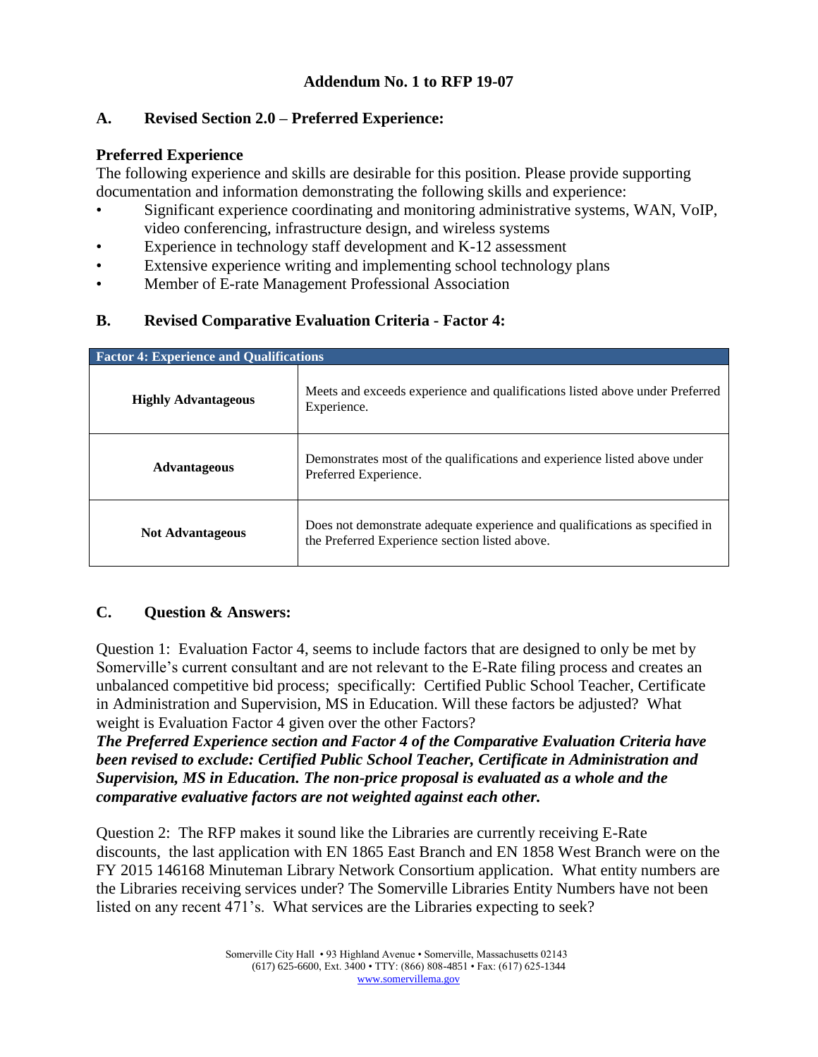## Addendum No. 1 to RFP 19-07

### A. Revised Section 2.0 – Preferred Experience:

**Preferred Experience**

The following experience and skills are desirable for this position. Please provide supporting documentation and information demonstrating the following skills and experience:

- Significant experience coordinating and monitoring administrative systems, WAN, VoIP, video conferencing, infrastructure design, and wireless systems
- Experience in technology staff development and K-12 assessment
- Extensive experience writing and implementing school technology plans
- Member of E-rate Management Professional Association

### B. Revised Comparative Evaluation Criteria - Factor 4:

| Factor 4: Experience and Qualifications | |
|---|---|
| **Highly Advantageous** | Meets and exceeds experience and qualifications listed above under Preferred Experience. |
| **Advantageous** | Demonstrates most of the qualifications and experience listed above under Preferred Experience. |
| **Not Advantageous** | Does not demonstrate adequate experience and qualifications as specified in the Preferred Experience section listed above. |

### C. Question & Answers:

Question 1: Evaluation Factor 4, seems to include factors that are designed to only be met by Somerville's current consultant and are not relevant to the E-Rate filing process and creates an unbalanced competitive bid process; specifically: Certified Public School Teacher, Certificate in Administration and Supervision, MS in Education. Will these factors be adjusted? What weight is Evaluation Factor 4 given over the other Factors?

***The Preferred Experience section and Factor 4 of the Comparative Evaluation Criteria have been revised to exclude: Certified Public School Teacher, Certificate in Administration and Supervision, MS in Education. The non-price proposal is evaluated as a whole and the comparative evaluative factors are not weighted against each other.***

Question 2: The RFP makes it sound like the Libraries are currently receiving E-Rate discounts, the last application with EN 1865 East Branch and EN 1858 West Branch were on the FY 2015 146168 Minuteman Library Network Consortium application. What entity numbers are the Libraries receiving services under? The Somerville Libraries Entity Numbers have not been listed on any recent 471's. What services are the Libraries expecting to seek?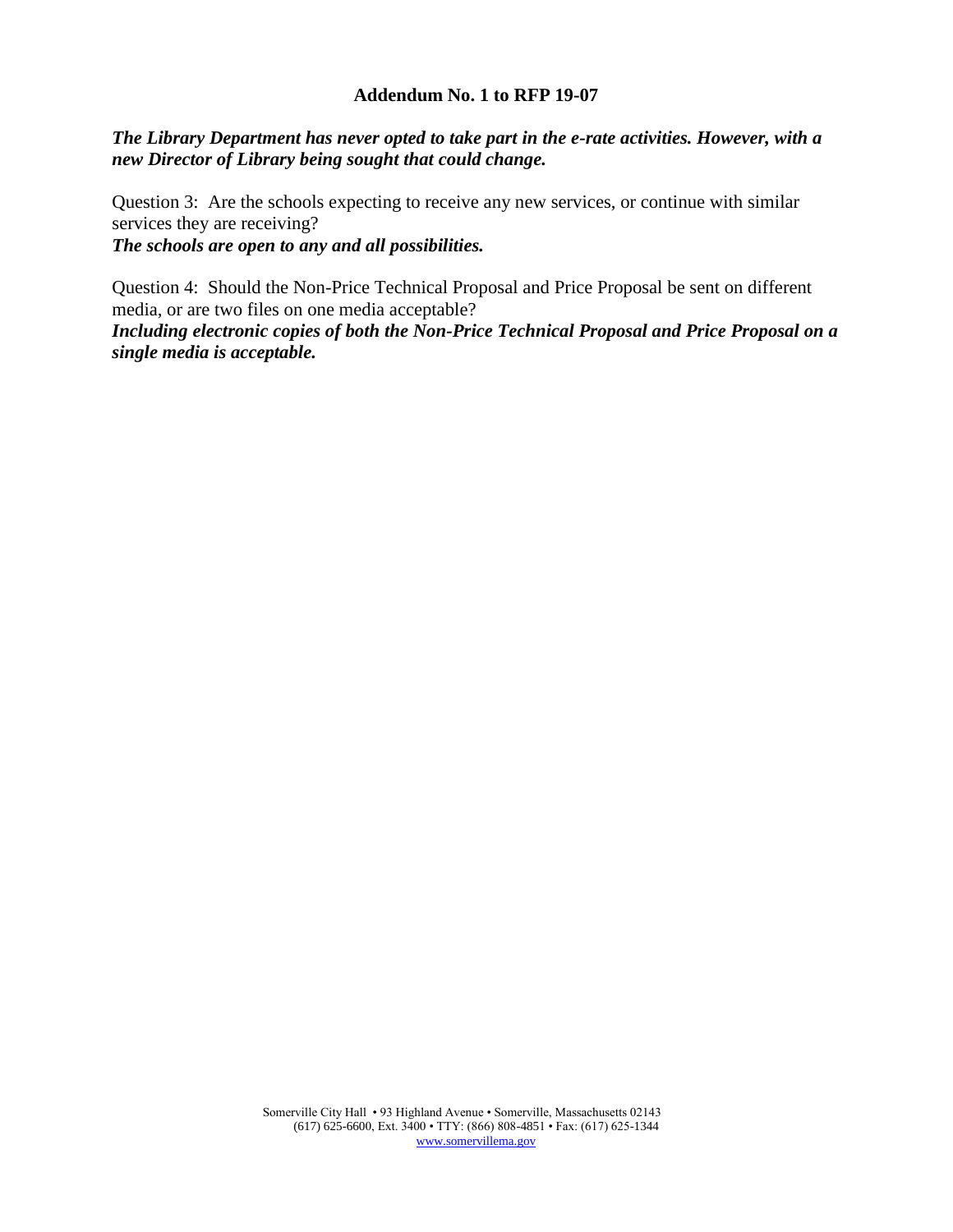**Addendum No. 1 to RFP 19-07**

***The Library Department has never opted to take part in the e-rate activities. However, with a new Director of Library being sought that could change.***

Question 3: Are the schools expecting to receive any new services, or continue with similar services they are receiving?

***The schools are open to any and all possibilities.***

Question 4: Should the Non-Price Technical Proposal and Price Proposal be sent on different media, or are two files on one media acceptable?

***Including electronic copies of both the Non-Price Technical Proposal and Price Proposal on a single media is acceptable.***

Somerville City Hall • 93 Highland Avenue • Somerville, Massachusetts 02143
(617) 625-6600, Ext. 3400 • TTY: (866) 808-4851 • Fax: (617) 625-1344
www.somervillema.gov